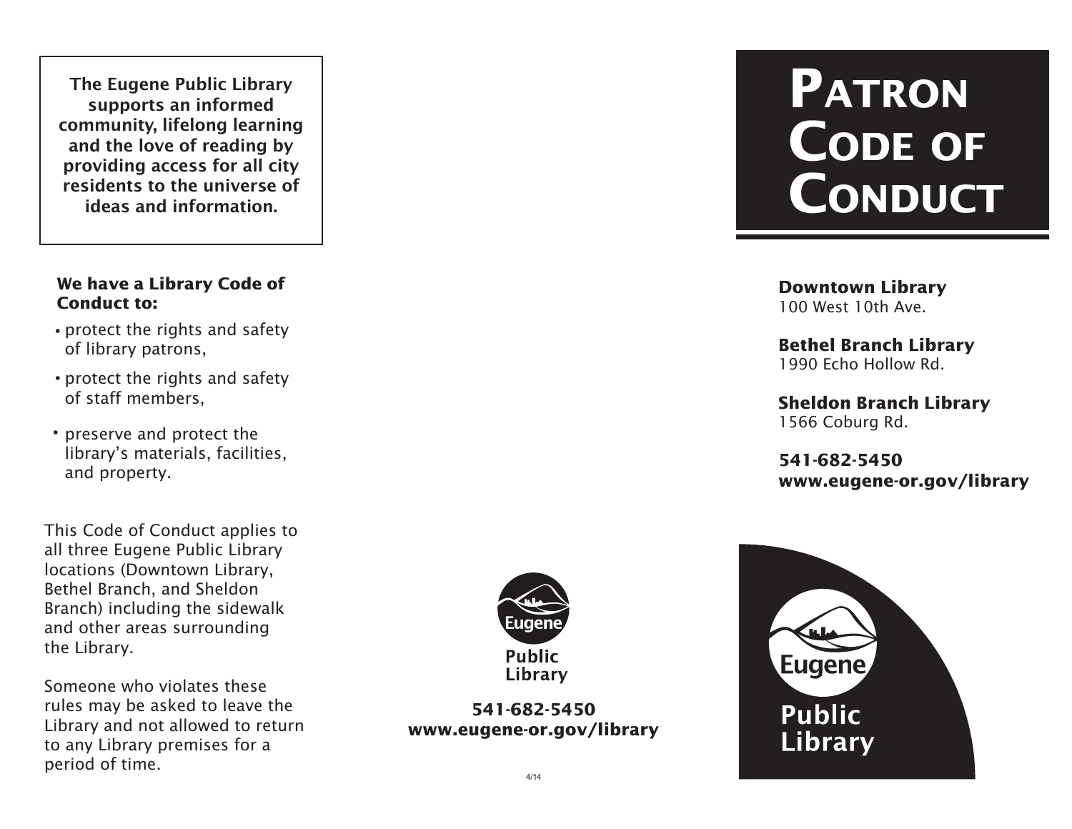The Eugene Public Library supports an informed community, lifelong learning and the love of reading by providing access for all city residents to the universe of ideas and information.

**We have a Library Code of Conduct to:**

- protect the rights and safety of library patrons,
- protect the rights and safety of staff members,
- preserve and protect the library's materials, facilities, and property.

This Code of Conduct applies to all three Eugene Public Library locations (Downtown Library, Bethel Branch, and Sheldon Branch) including the sidewalk and other areas surrounding the Library.

Someone who violates these rules may be asked to leave the Library and not allowed to return to any Library premises for a period of time.

Eugene Public Library

**541-682-5450**
**www.eugene-or.gov/library**

4/14

# Patron Code of Conduct

**Downtown Library**
100 West 10th Ave.

**Bethel Branch Library**
1990 Echo Hollow Rd.

**Sheldon Branch Library**
1566 Coburg Rd.

**541-682-5450**
**www.eugene-or.gov/library**

Eugene Public Library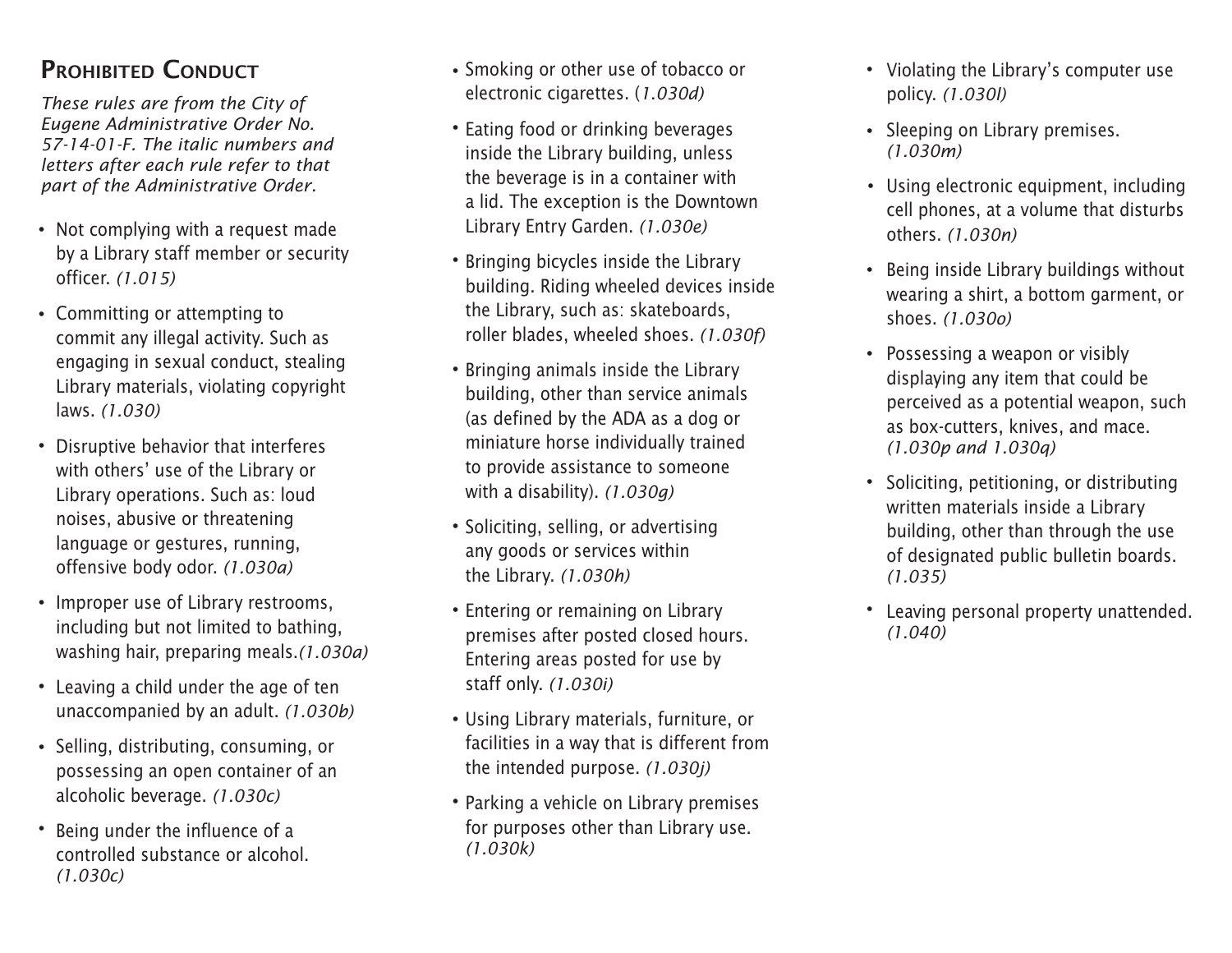## Prohibited Conduct

*These rules are from the City of Eugene Administrative Order No. 57-14-01-F. The italic numbers and letters after each rule refer to that part of the Administrative Order.*

- Not complying with a request made by a Library staff member or security officer. *(1.015)*
- Committing or attempting to commit any illegal activity. Such as engaging in sexual conduct, stealing Library materials, violating copyright laws. *(1.030)*
- Disruptive behavior that interferes with others' use of the Library or Library operations. Such as: loud noises, abusive or threatening language or gestures, running, offensive body odor. *(1.030a)*
- Improper use of Library restrooms, including but not limited to bathing, washing hair, preparing meals.*(1.030a)*
- Leaving a child under the age of ten unaccompanied by an adult. *(1.030b)*
- Selling, distributing, consuming, or possessing an open container of an alcoholic beverage. *(1.030c)*
- Being under the influence of a controlled substance or alcohol. *(1.030c)*
- Smoking or other use of tobacco or electronic cigarettes. (*1.030d)*
- Eating food or drinking beverages inside the Library building, unless the beverage is in a container with a lid. The exception is the Downtown Library Entry Garden. *(1.030e)*
- Bringing bicycles inside the Library building. Riding wheeled devices inside the Library, such as: skateboards, roller blades, wheeled shoes. *(1.030f)*
- Bringing animals inside the Library building, other than service animals (as defined by the ADA as a dog or miniature horse individually trained to provide assistance to someone with a disability). *(1.030g)*
- Soliciting, selling, or advertising any goods or services within the Library. *(1.030h)*
- Entering or remaining on Library premises after posted closed hours. Entering areas posted for use by staff only. *(1.030i)*
- Using Library materials, furniture, or facilities in a way that is different from the intended purpose. *(1.030j)*
- Parking a vehicle on Library premises for purposes other than Library use. *(1.030k)*
- Violating the Library's computer use policy. *(1.030l)*
- Sleeping on Library premises. *(1.030m)*
- Using electronic equipment, including cell phones, at a volume that disturbs others. *(1.030n)*
- Being inside Library buildings without wearing a shirt, a bottom garment, or shoes. *(1.030o)*
- Possessing a weapon or visibly displaying any item that could be perceived as a potential weapon, such as box-cutters, knives, and mace. *(1.030p and 1.030q)*
- Soliciting, petitioning, or distributing written materials inside a Library building, other than through the use of designated public bulletin boards. *(1.035)*
- Leaving personal property unattended. *(1.040)*